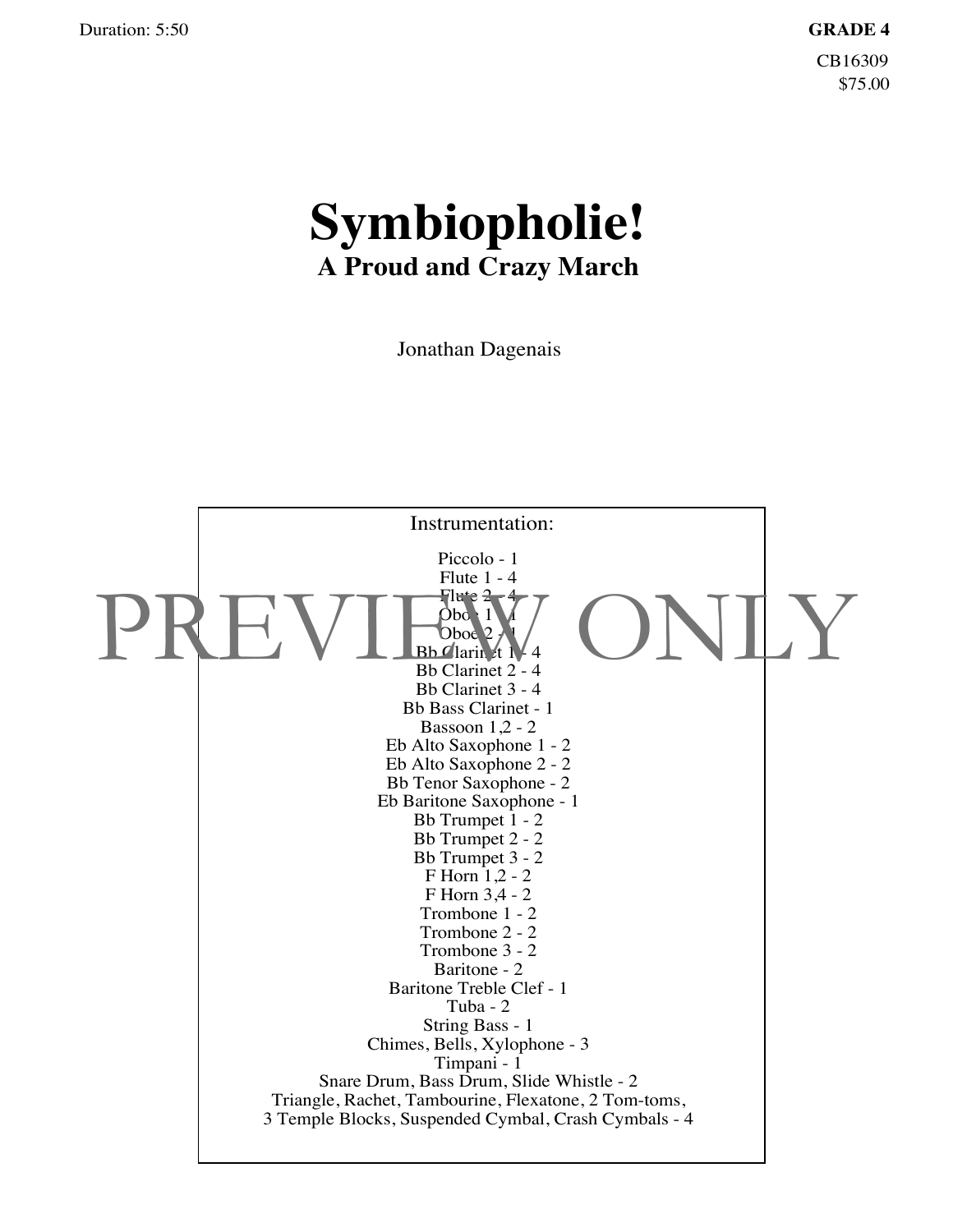Duration: 5:50

**GRADE 4**

CB16309

$75.00

# Symbiopholie!

## A Proud and Crazy March

Jonathan Dagenais

PREVIEW ONLY

Instrumentation:

Piccolo - 1
Flute 1 - 4
Flute 2 - 4
Oboe 1 - 1
Oboe 2 - 1
Bb Clarinet 1 - 4
Bb Clarinet 2 - 4
Bb Clarinet 3 - 4
Bb Bass Clarinet - 1
Bassoon 1,2 - 2
Eb Alto Saxophone 1 - 2
Eb Alto Saxophone 2 - 2
Bb Tenor Saxophone - 2
Eb Baritone Saxophone - 1
Bb Trumpet 1 - 2
Bb Trumpet 2 - 2
Bb Trumpet 3 - 2
F Horn 1,2 - 2
F Horn 3,4 - 2
Trombone 1 - 2
Trombone 2 - 2
Trombone 3 - 2
Baritone - 2
Baritone Treble Clef - 1
Tuba - 2
String Bass - 1
Chimes, Bells, Xylophone - 3
Timpani - 1
Snare Drum, Bass Drum, Slide Whistle - 2
Triangle, Rachet, Tambourine, Flexatone, 2 Tom-toms,
3 Temple Blocks, Suspended Cymbal, Crash Cymbals - 4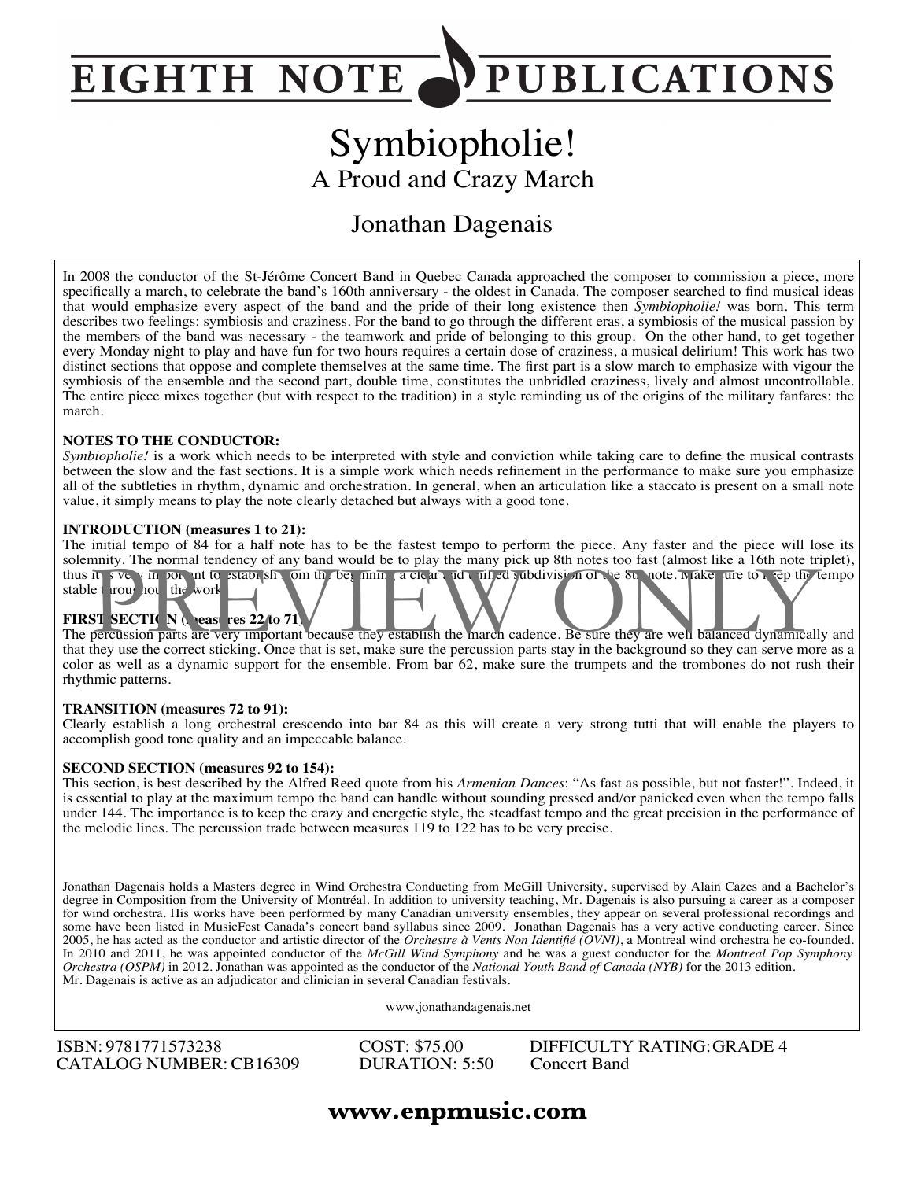# EIGHTH NOTE PUBLICATIONS

# Symbiopholie!

## A Proud and Crazy March

## Jonathan Dagenais

In 2008 the conductor of the St-Jérôme Concert Band in Quebec Canada approached the composer to commission a piece, more specifically a march, to celebrate the band's 160th anniversary - the oldest in Canada. The composer searched to find musical ideas that would emphasize every aspect of the band and the pride of their long existence then *Symbiopholie!* was born. This term describes two feelings: symbiosis and craziness. For the band to go through the different eras, a symbiosis of the musical passion by the members of the band was necessary - the teamwork and pride of belonging to this group. On the other hand, to get together every Monday night to play and have fun for two hours requires a certain dose of craziness, a musical delirium! This work has two distinct sections that oppose and complete themselves at the same time. The first part is a slow march to emphasize with vigour the symbiosis of the ensemble and the second part, double time, constitutes the unbridled craziness, lively and almost uncontrollable. The entire piece mixes together (but with respect to the tradition) in a style reminding us of the origins of the military fanfares: the march.

**NOTES TO THE CONDUCTOR:**
*Symbiopholie!* is a work which needs to be interpreted with style and conviction while taking care to define the musical contrasts between the slow and the fast sections. It is a simple work which needs refinement in the performance to make sure you emphasize all of the subtleties in rhythm, dynamic and orchestration. In general, when an articulation like a staccato is present on a small note value, it simply means to play the note clearly detached but always with a good tone.

**INTRODUCTION (measures 1 to 21):**
The initial tempo of 84 for a half note has to be the fastest tempo to perform the piece. Any faster and the piece will lose its solemnity. The normal tendency of any band would be to play the many pick up 8th notes too fast (almost like a 16th note triplet), thus it is very important to establish from the beginning a clear and unified subdivision of the 8th note. Make sure to keep the tempo stable throughout the work.

**FIRST SECTION (measures 22 to 71):**
The percussion parts are very important because they establish the march cadence. Be sure they are well balanced dynamically and that they use the correct sticking. Once that is set, make sure the percussion parts stay in the background so they can serve more as a color as well as a dynamic support for the ensemble. From bar 62, make sure the trumpets and the trombones do not rush their rhythmic patterns.

**TRANSITION (measures 72 to 91):**
Clearly establish a long orchestral crescendo into bar 84 as this will create a very strong tutti that will enable the players to accomplish good tone quality and an impeccable balance.

**SECOND SECTION (measures 92 to 154):**
This section, is best described by the Alfred Reed quote from his *Armenian Dances*: "As fast as possible, but not faster!". Indeed, it is essential to play at the maximum tempo the band can handle without sounding pressed and/or panicked even when the tempo falls under 144. The importance is to keep the crazy and energetic style, the steadfast tempo and the great precision in the performance of the melodic lines. The percussion trade between measures 119 to 122 has to be very precise.

Jonathan Dagenais holds a Masters degree in Wind Orchestra Conducting from McGill University, supervised by Alain Cazes and a Bachelor's degree in Composition from the University of Montréal. In addition to university teaching, Mr. Dagenais is also pursuing a career as a composer for wind orchestra. His works have been performed by many Canadian university ensembles, they appear on several professional recordings and some have been listed in MusicFest Canada's concert band syllabus since 2009. Jonathan Dagenais has a very active conducting career. Since 2005, he has acted as the conductor and artistic director of the *Orchestre à Vents Non Identifié (OVNI)*, a Montreal wind orchestra he co-founded. In 2010 and 2011, he was appointed conductor of the *McGill Wind Symphony* and he was a guest conductor for the *Montreal Pop Symphony Orchestra (OSPM)* in 2012. Jonathan was appointed as the conductor of the *National Youth Band of Canada (NYB)* for the 2013 edition. Mr. Dagenais is active as an adjudicator and clinician in several Canadian festivals.

www.jonathandagenais.net

ISBN: 9781771573238
CATALOG NUMBER: CB16309

COST: $75.00
DURATION: 5:50

DIFFICULTY RATING: GRADE 4
Concert Band

**www.enpmusic.com**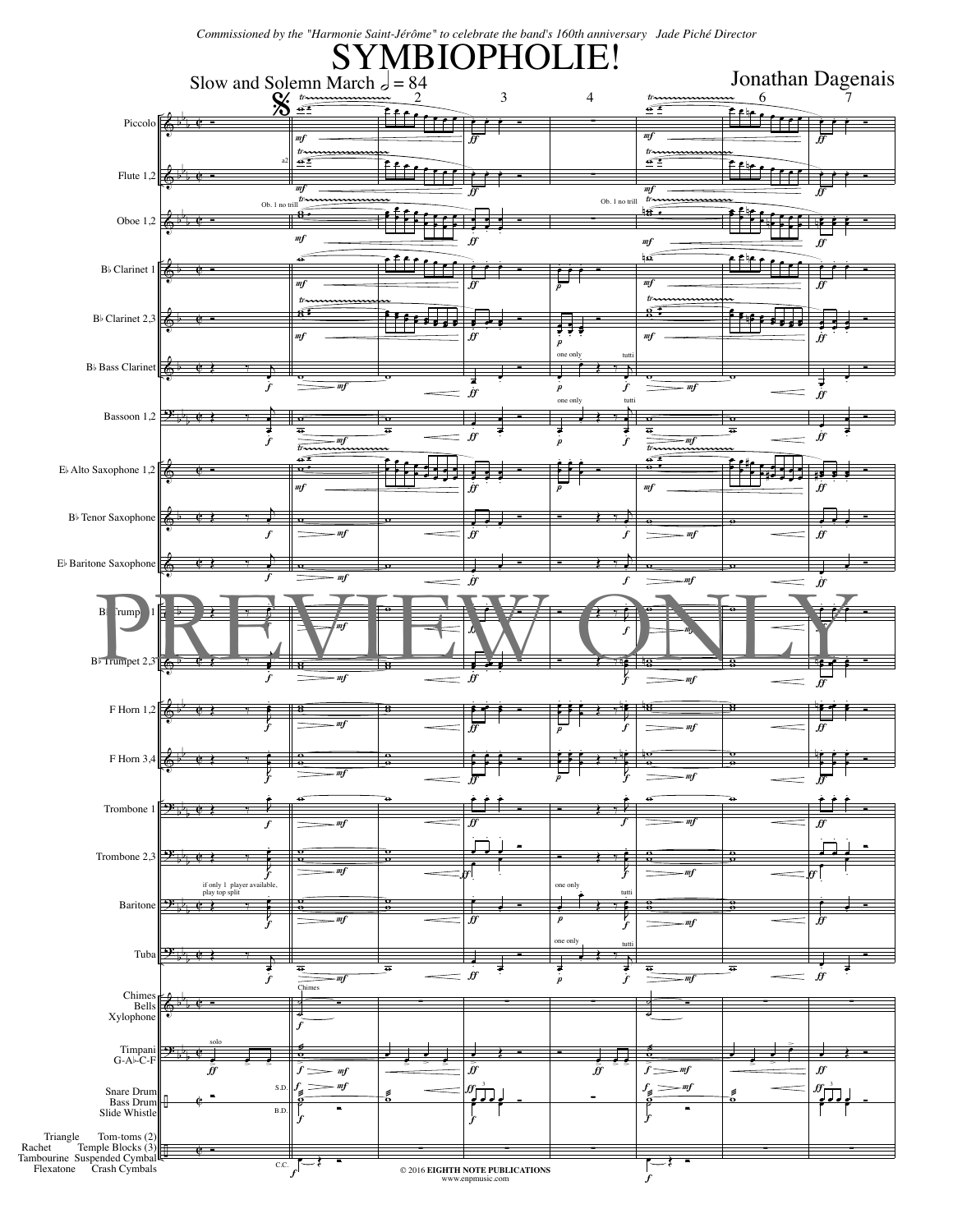*Commissioned by the "Harmonie Saint-Jérôme" to celebrate the band's 160th anniversary   Jade Piché Director*

# SYMBIOPHOLIE!

Slow and Solemn March ♩ = 84

Jonathan Dagenais

© 2016 EIGHTH NOTE PUBLICATIONS
www.enpmusic.com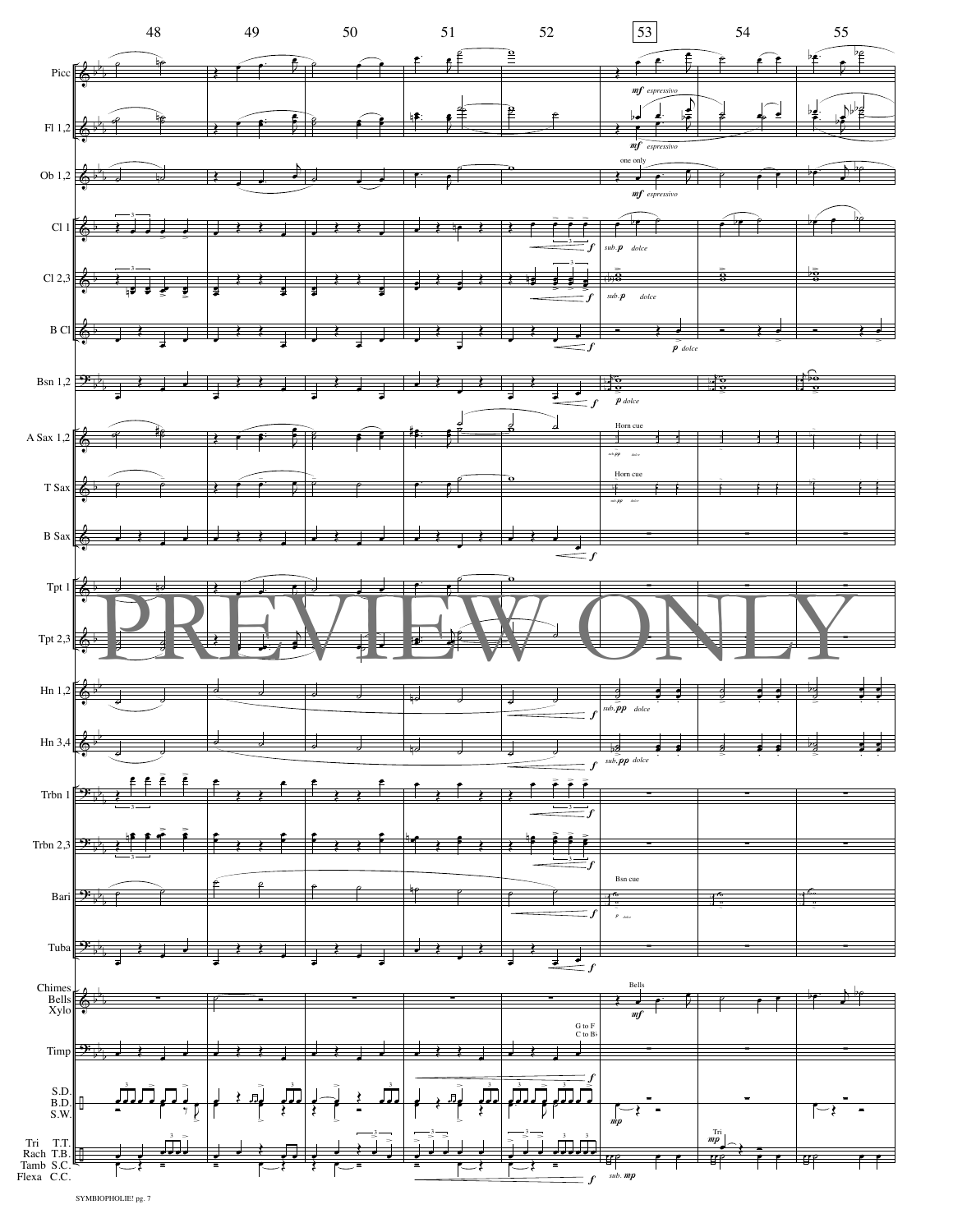PREVIEW ONLY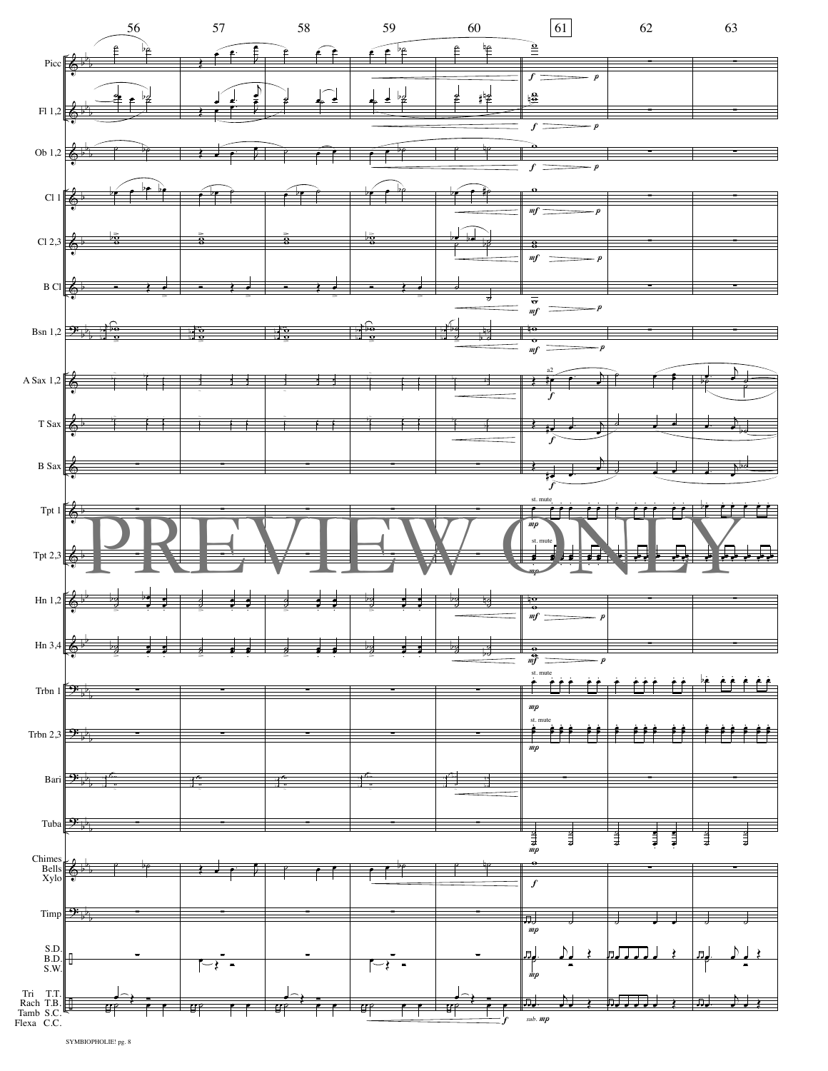PREVIEW ONLY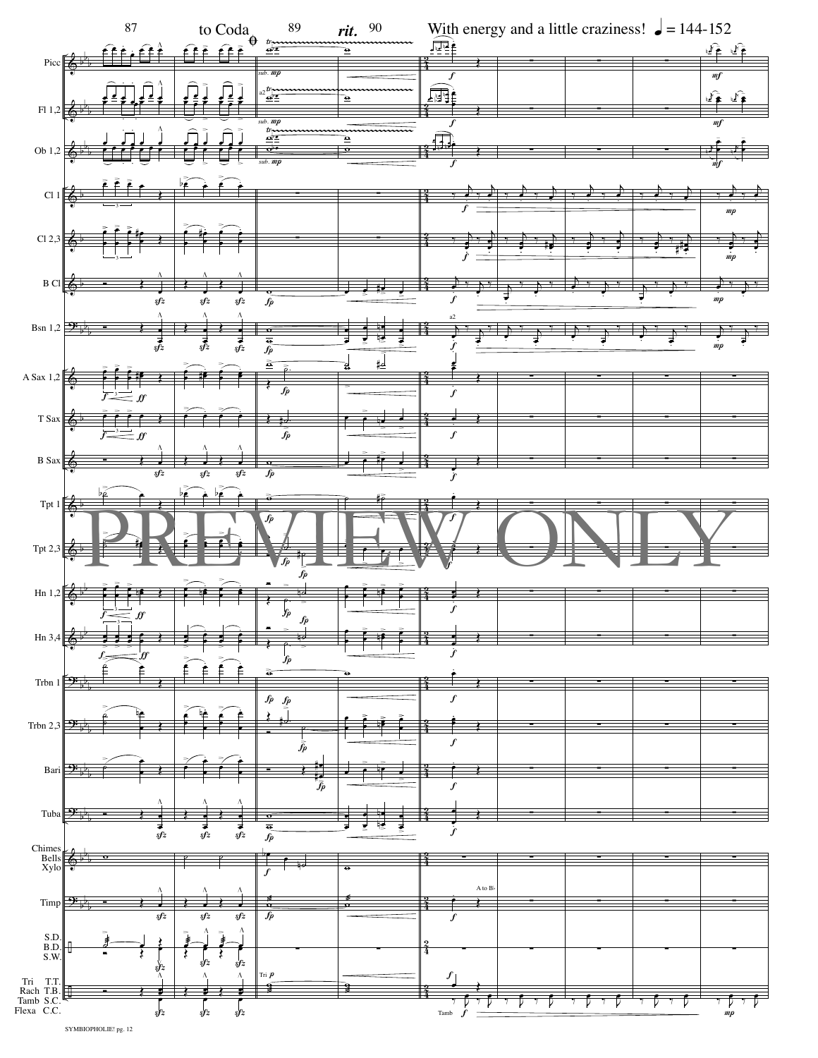87 to Coda 89 *rit.* 90 With energy and a little craziness! ♩= 144-152

Picc

Fl 1,2

Ob 1,2

Cl 1

Cl 2,3

B Cl

Bsn 1,2

A Sax 1,2

T Sax

B Sax

Tpt 1

Tpt 2,3

Hn 1,2

Hn 3,4

Trbn 1

Trbn 2,3

Bari

Tuba

Chimes
Bells
Xylo

Timp

S.D.
B.D.
S.W.

Tri T.T.
Rach T.B.
Tamb S.C.
Flexa C.C.

PREVIEW ONLY

SYMBIOPHOLIE! pg. 12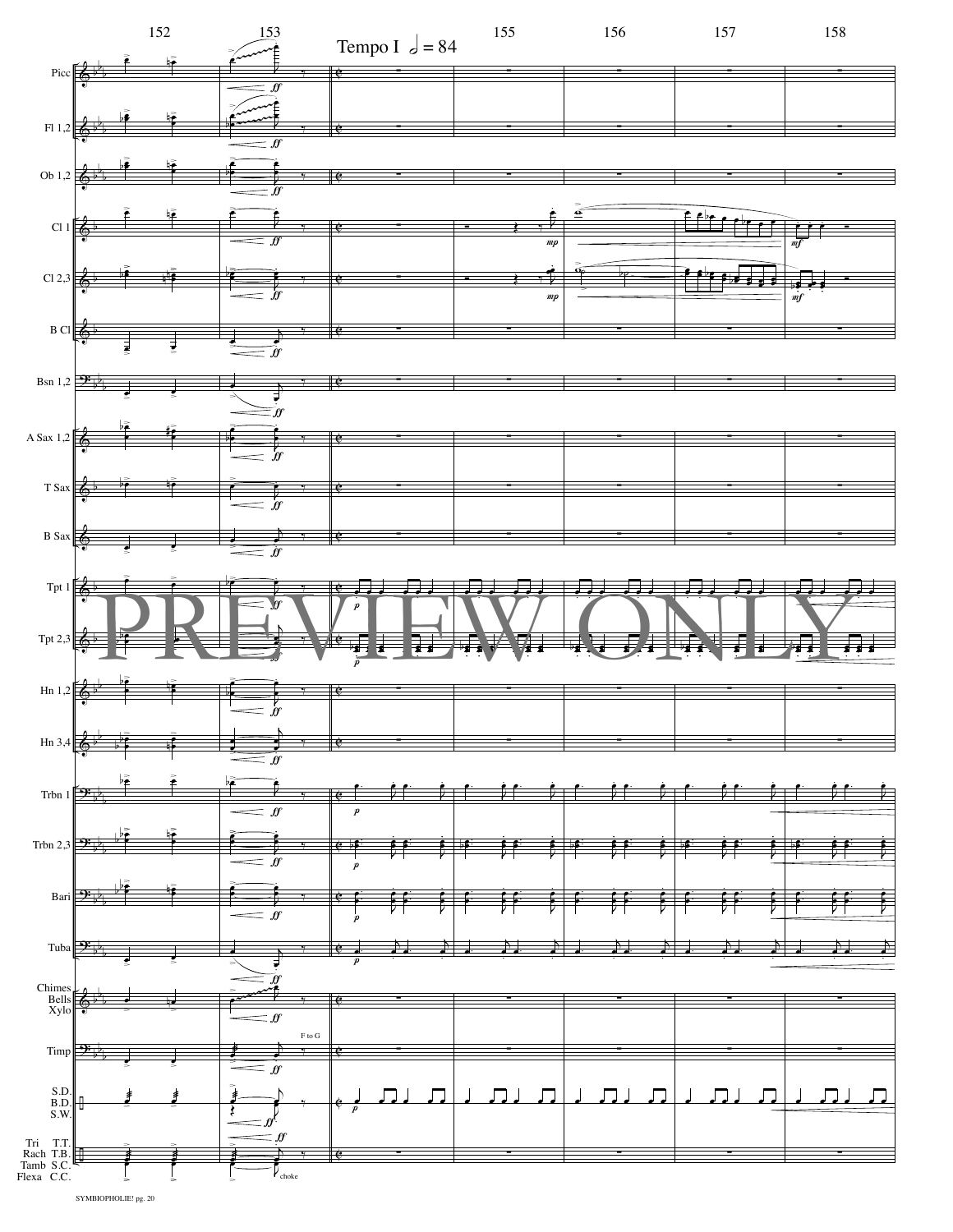152 153 Tempo I 𝅗𝅥 = 84 155 156 157 158

Picc

Fl 1,2

Ob 1,2

Cl 1

Cl 2,3

B Cl

Bsn 1,2

A Sax 1,2

T Sax

B Sax

Tpt 1

Tpt 2,3

Hn 1,2

Hn 3,4

Trbn 1

Trbn 2,3

Bari

Tuba

Chimes
Bells
Xylo

Timp

S.D.
B.D.
S.W.

Tri T.T.
Rach T.B.
Tamb S.C.
Flexa C.C.

ff mp mf p

F to G

choke

PREVIEW ONLY

SYMBIOPHOLIE! pg. 20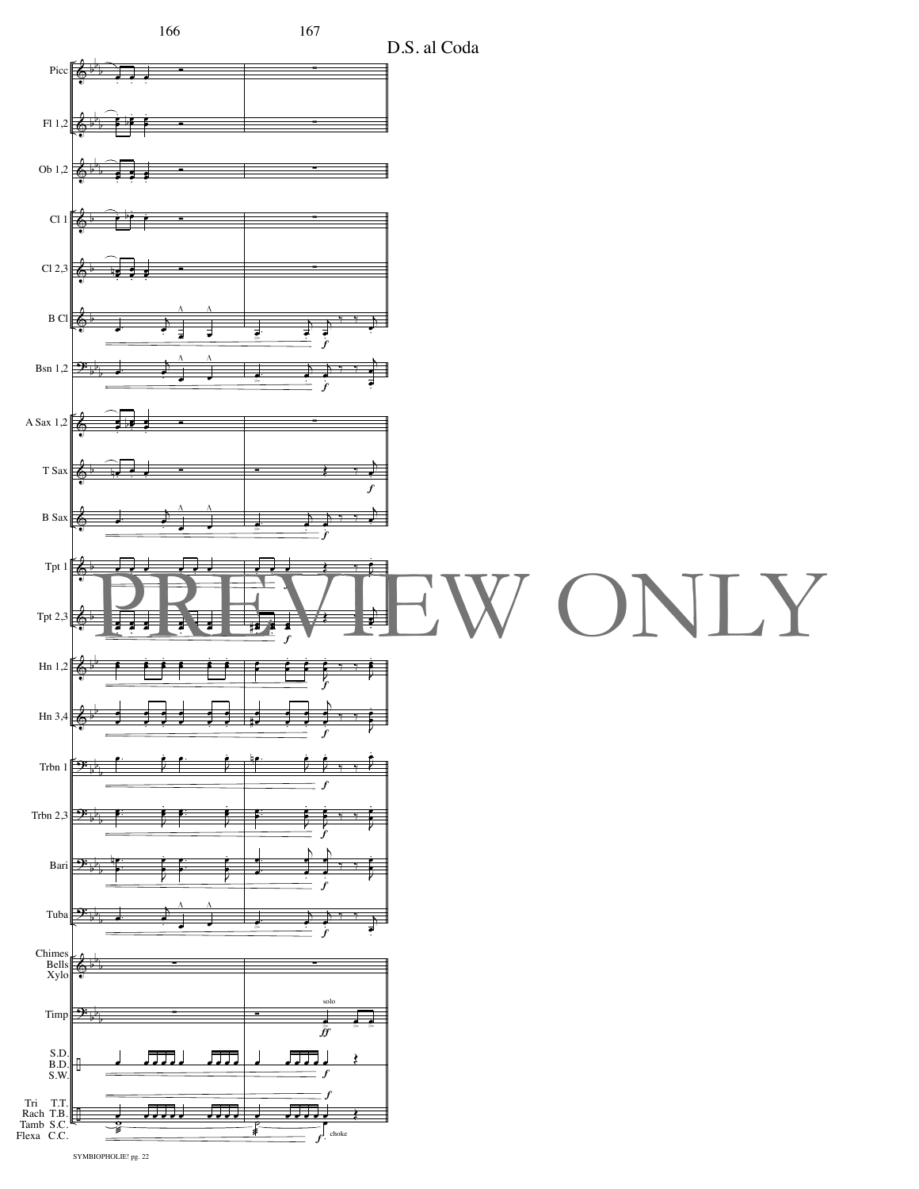D.S. al Coda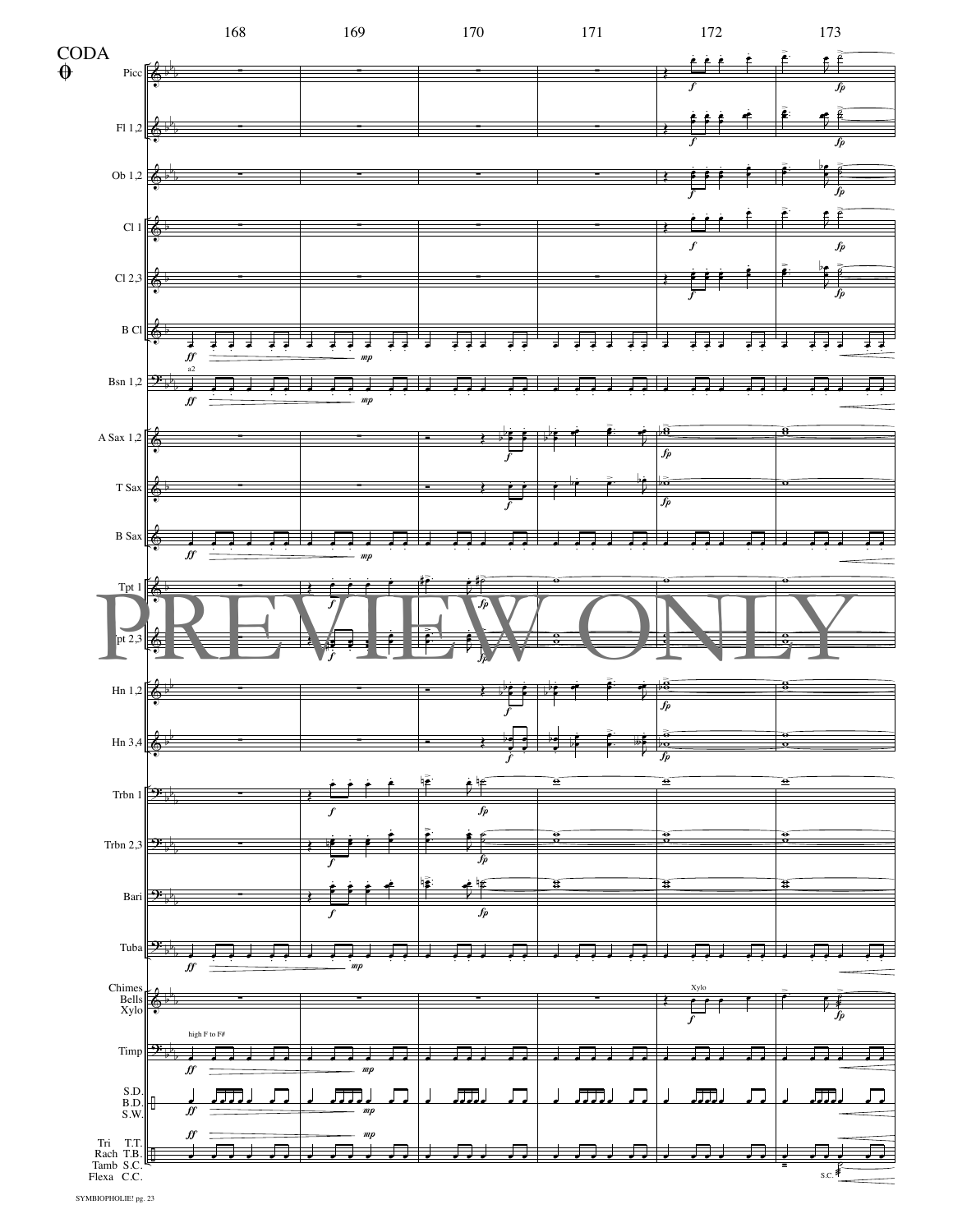CODA

168 169 170 171 172 173

Picc

Fl 1,2

Ob 1,2

Cl 1

Cl 2,3

B Cl

Bsn 1,2

A Sax 1,2

T Sax

B Sax

Tpt 1

Tpt 2,3

Hn 1,2

Hn 3,4

Trbn 1

Trbn 2,3

Bari

Tuba

Chimes
Bells
Xylo

Timp

S.D.
B.D.
S.W.

Tri T.T.
Rach T.B.
Tamb S.C.
Flexa C.C.

PREVIEW ONLY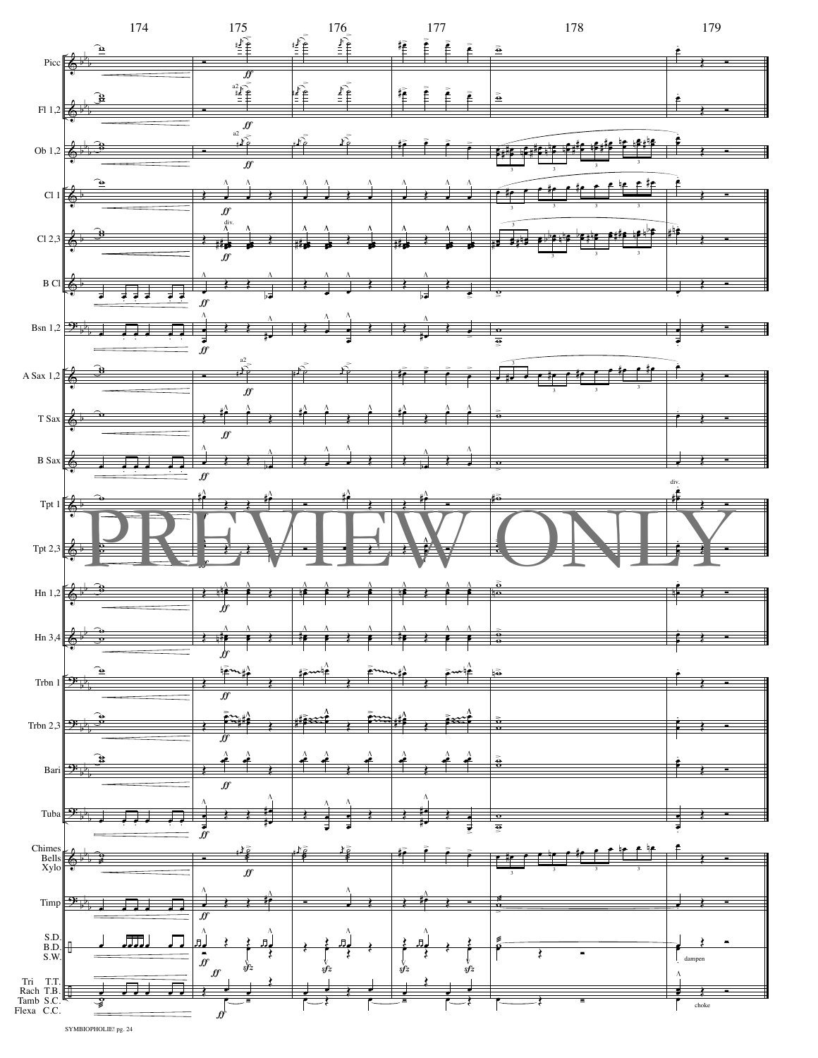174 175 176 177 178 179

Picc

Fl 1,2

Ob 1,2

Cl 1

Cl 2,3

B Cl

Bsn 1,2

A Sax 1,2

T Sax

B Sax

Tpt 1

Tpt 2,3

Hn 1,2

Hn 3,4

Trbn 1

Trbn 2,3

Bari

Tuba

Chimes Bells Xylo

Timp

S.D. B.D. S.W.

Tri T.T. Rach T.B. Tamb S.C. Flexa C.C.

ff a2 div. sfz dampen choke

PREVIEW ONLY

SYMBIOPHOLIE! pg. 24